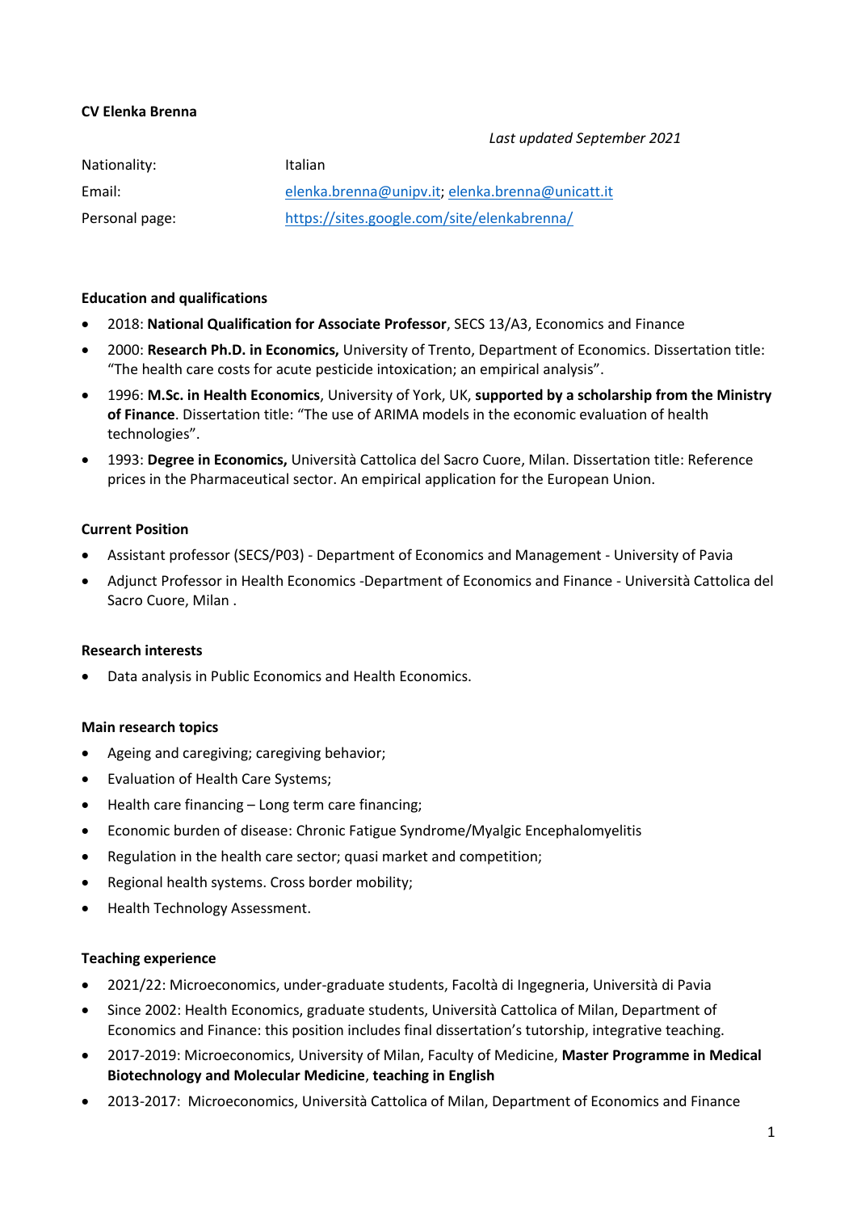**CV Elenka Brenna**

*Last updated September 2021*

| | |
|---|---|
| Nationality: | Italian |
| Email: | elenka.brenna@unipv.it; elenka.brenna@unicatt.it |
| Personal page: | https://sites.google.com/site/elenkabrenna/ |

**Education and qualifications**

- 2018: **National Qualification for Associate Professor**, SECS 13/A3, Economics and Finance
- 2000: **Research Ph.D. in Economics,** University of Trento, Department of Economics. Dissertation title: "The health care costs for acute pesticide intoxication; an empirical analysis".
- 1996: **M.Sc. in Health Economics**, University of York, UK, **supported by a scholarship from the Ministry of Finance**. Dissertation title: "The use of ARIMA models in the economic evaluation of health technologies".
- 1993: **Degree in Economics,** Università Cattolica del Sacro Cuore, Milan. Dissertation title: Reference prices in the Pharmaceutical sector. An empirical application for the European Union.

**Current Position**

- Assistant professor (SECS/P03) - Department of Economics and Management - University of Pavia
- Adjunct Professor in Health Economics -Department of Economics and Finance - Università Cattolica del Sacro Cuore, Milan .

**Research interests**

- Data analysis in Public Economics and Health Economics.

**Main research topics**

- Ageing and caregiving; caregiving behavior;
- Evaluation of Health Care Systems;
- Health care financing – Long term care financing;
- Economic burden of disease: Chronic Fatigue Syndrome/Myalgic Encephalomyelitis
- Regulation in the health care sector; quasi market and competition;
- Regional health systems. Cross border mobility;
- Health Technology Assessment.

**Teaching experience**

- 2021/22: Microeconomics, under-graduate students, Facoltà di Ingegneria, Università di Pavia
- Since 2002: Health Economics, graduate students, Università Cattolica of Milan, Department of Economics and Finance: this position includes final dissertation's tutorship, integrative teaching.
- 2017-2019: Microeconomics, University of Milan, Faculty of Medicine, **Master Programme in Medical Biotechnology and Molecular Medicine**, **teaching in English**
- 2013-2017: Microeconomics, Università Cattolica of Milan, Department of Economics and Finance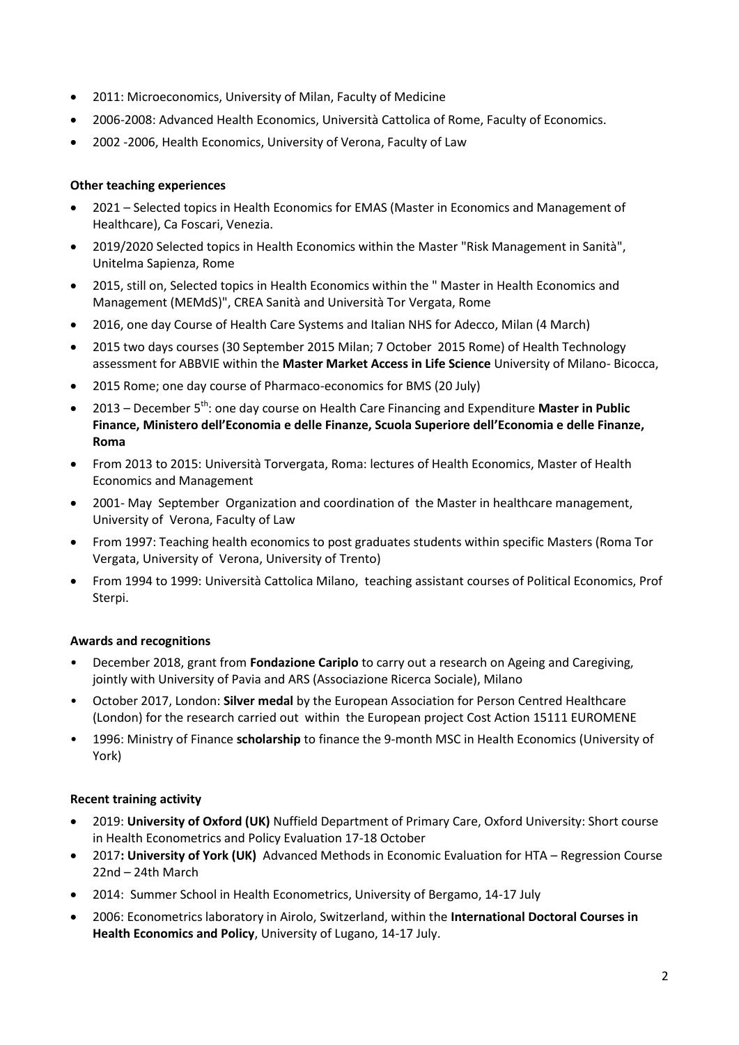- 2011: Microeconomics, University of Milan, Faculty of Medicine
- 2006-2008: Advanced Health Economics, Università Cattolica of Rome, Faculty of Economics.
- 2002 -2006, Health Economics, University of Verona, Faculty of Law

**Other teaching experiences**

- 2021 – Selected topics in Health Economics for EMAS (Master in Economics and Management of Healthcare), Ca Foscari, Venezia.
- 2019/2020 Selected topics in Health Economics within the Master "Risk Management in Sanità", Unitelma Sapienza, Rome
- 2015, still on, Selected topics in Health Economics within the " Master in Health Economics and Management (MEMdS)", CREA Sanità and Università Tor Vergata, Rome
- 2016, one day Course of Health Care Systems and Italian NHS for Adecco, Milan (4 March)
- 2015 two days courses (30 September 2015 Milan; 7 October 2015 Rome) of Health Technology assessment for ABBVIE within the **Master Market Access in Life Science** University of Milano- Bicocca,
- 2015 Rome; one day course of Pharmaco-economics for BMS (20 July)
- 2013 – December 5th: one day course on Health Care Financing and Expenditure **Master in Public Finance, Ministero dell'Economia e delle Finanze, Scuola Superiore dell'Economia e delle Finanze, Roma**
- From 2013 to 2015: Università Torvergata, Roma: lectures of Health Economics, Master of Health Economics and Management
- 2001- May September Organization and coordination of the Master in healthcare management, University of Verona, Faculty of Law
- From 1997: Teaching health economics to post graduates students within specific Masters (Roma Tor Vergata, University of Verona, University of Trento)
- From 1994 to 1999: Università Cattolica Milano, teaching assistant courses of Political Economics, Prof Sterpi.

**Awards and recognitions**

- December 2018, grant from **Fondazione Cariplo** to carry out a research on Ageing and Caregiving, jointly with University of Pavia and ARS (Associazione Ricerca Sociale), Milano
- October 2017, London: **Silver medal** by the European Association for Person Centred Healthcare (London) for the research carried out within the European project Cost Action 15111 EUROMENE
- 1996: Ministry of Finance **scholarship** to finance the 9-month MSC in Health Economics (University of York)

**Recent training activity**

- 2019: **University of Oxford (UK)** Nuffield Department of Primary Care, Oxford University: Short course in Health Econometrics and Policy Evaluation 17-18 October
- 2017**: University of York (UK)** Advanced Methods in Economic Evaluation for HTA – Regression Course 22nd – 24th March
- 2014: Summer School in Health Econometrics, University of Bergamo, 14-17 July
- 2006: Econometrics laboratory in Airolo, Switzerland, within the **International Doctoral Courses in Health Economics and Policy**, University of Lugano, 14-17 July.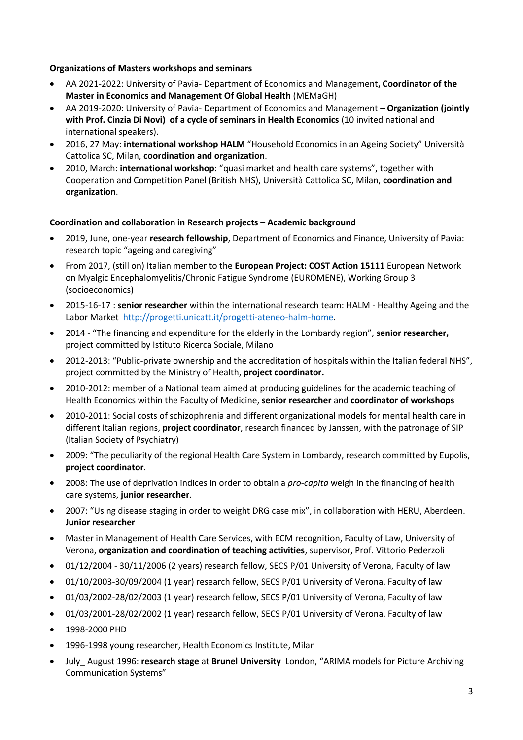**Organizations of Masters workshops and seminars**

- AA 2021-2022: University of Pavia- Department of Economics and Management**, Coordinator of the Master in Economics and Management Of Global Health** (MEMaGH)
- AA 2019-2020: University of Pavia- Department of Economics and Management **– Organization (jointly with Prof. Cinzia Di Novi) of a cycle of seminars in Health Economics** (10 invited national and international speakers).
- 2016, 27 May: **international workshop HALM** "Household Economics in an Ageing Society" Università Cattolica SC, Milan, **coordination and organization**.
- 2010, March: **international workshop**: "quasi market and health care systems", together with Cooperation and Competition Panel (British NHS), Università Cattolica SC, Milan, **coordination and organization**.

**Coordination and collaboration in Research projects – Academic background**

- 2019, June, one-year **research fellowship**, Department of Economics and Finance, University of Pavia: research topic "ageing and caregiving"
- From 2017, (still on) Italian member to the **European Project: COST Action 15111** European Network on Myalgic Encephalomyelitis/Chronic Fatigue Syndrome (EUROMENE), Working Group 3 (socioeconomics)
- 2015-16-17 : **senior researcher** within the international research team: HALM - Healthy Ageing and the Labor Market http://progetti.unicatt.it/progetti-ateneo-halm-home.
- 2014 - "The financing and expenditure for the elderly in the Lombardy region", **senior researcher,** project committed by Istituto Ricerca Sociale, Milano
- 2012-2013: "Public-private ownership and the accreditation of hospitals within the Italian federal NHS", project committed by the Ministry of Health, **project coordinator.**
- 2010-2012: member of a National team aimed at producing guidelines for the academic teaching of Health Economics within the Faculty of Medicine, **senior researcher** and **coordinator of workshops**
- 2010-2011: Social costs of schizophrenia and different organizational models for mental health care in different Italian regions, **project coordinator**, research financed by Janssen, with the patronage of SIP (Italian Society of Psychiatry)
- 2009: "The peculiarity of the regional Health Care System in Lombardy, research committed by Eupolis, **project coordinator**.
- 2008: The use of deprivation indices in order to obtain a *pro-capita* weigh in the financing of health care systems, **junior researcher**.
- 2007: "Using disease staging in order to weight DRG case mix", in collaboration with HERU, Aberdeen. **Junior researcher**
- Master in Management of Health Care Services, with ECM recognition, Faculty of Law, University of Verona, **organization and coordination of teaching activities**, supervisor, Prof. Vittorio Pederzoli
- 01/12/2004 - 30/11/2006 (2 years) research fellow, SECS P/01 University of Verona, Faculty of law
- 01/10/2003-30/09/2004 (1 year) research fellow, SECS P/01 University of Verona, Faculty of law
- 01/03/2002-28/02/2003 (1 year) research fellow, SECS P/01 University of Verona, Faculty of law
- 01/03/2001-28/02/2002 (1 year) research fellow, SECS P/01 University of Verona, Faculty of law
- 1998-2000 PHD
- 1996-1998 young researcher, Health Economics Institute, Milan
- July_ August 1996: **research stage** at **Brunel University** London, "ARIMA models for Picture Archiving Communication Systems"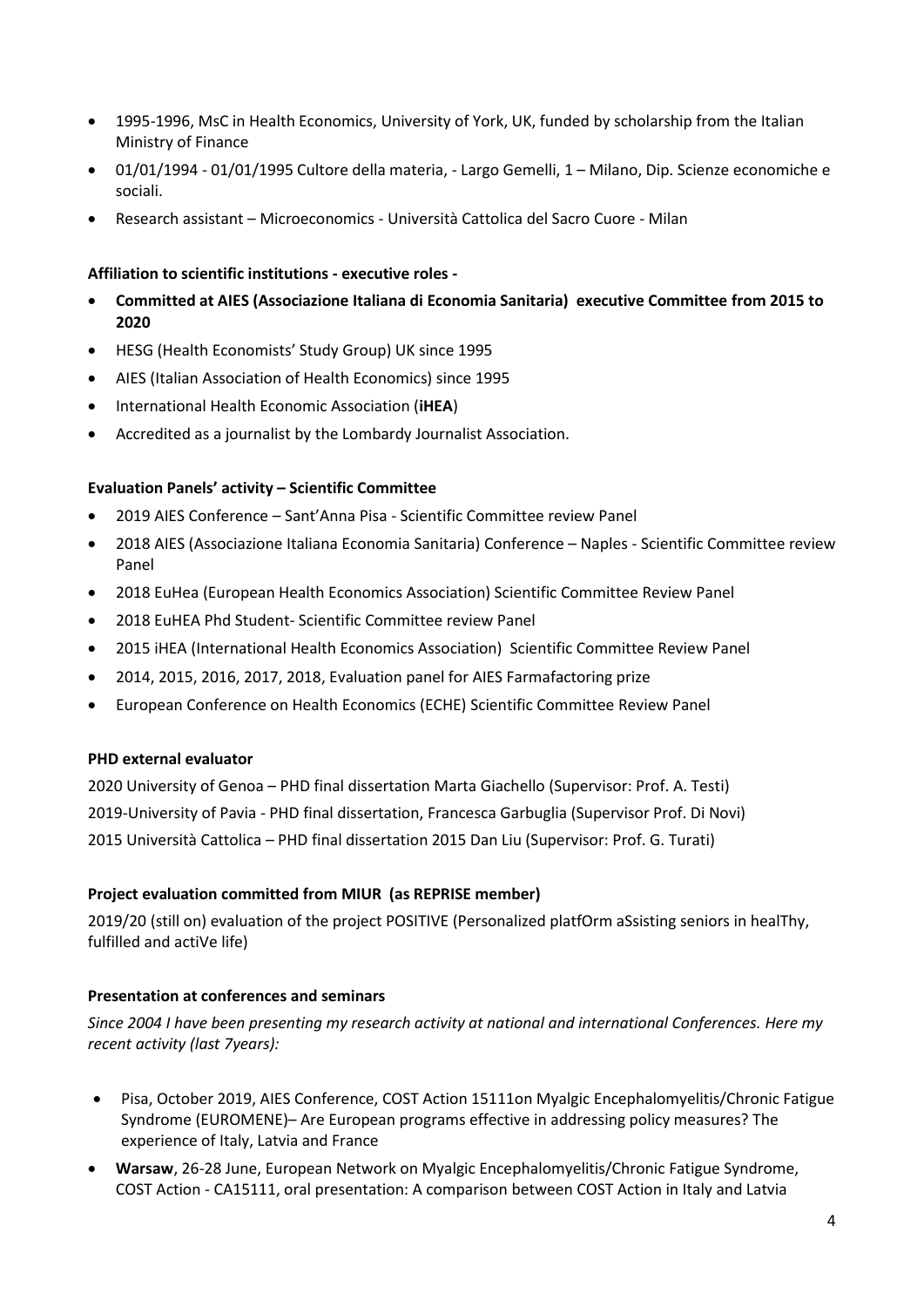- 1995-1996, MsC in Health Economics, University of York, UK, funded by scholarship from the Italian Ministry of Finance
- 01/01/1994 - 01/01/1995 Cultore della materia, - Largo Gemelli, 1 – Milano, Dip. Scienze economiche e sociali.
- Research assistant – Microeconomics - Università Cattolica del Sacro Cuore - Milan

**Affiliation to scientific institutions - executive roles -**

- **Committed at AIES (Associazione Italiana di Economia Sanitaria) executive Committee from 2015 to 2020**
- HESG (Health Economists' Study Group) UK since 1995
- AIES (Italian Association of Health Economics) since 1995
- International Health Economic Association (**iHEA**)
- Accredited as a journalist by the Lombardy Journalist Association.

**Evaluation Panels' activity – Scientific Committee**

- 2019 AIES Conference – Sant'Anna Pisa - Scientific Committee review Panel
- 2018 AIES (Associazione Italiana Economia Sanitaria) Conference – Naples - Scientific Committee review Panel
- 2018 EuHea (European Health Economics Association) Scientific Committee Review Panel
- 2018 EuHEA Phd Student- Scientific Committee review Panel
- 2015 iHEA (International Health Economics Association) Scientific Committee Review Panel
- 2014, 2015, 2016, 2017, 2018, Evaluation panel for AIES Farmafactoring prize
- European Conference on Health Economics (ECHE) Scientific Committee Review Panel

**PHD external evaluator**

2020 University of Genoa – PHD final dissertation Marta Giachello (Supervisor: Prof. A. Testi)

2019-University of Pavia - PHD final dissertation, Francesca Garbuglia (Supervisor Prof. Di Novi)

2015 Università Cattolica – PHD final dissertation 2015 Dan Liu (Supervisor: Prof. G. Turati)

**Project evaluation committed from MIUR (as REPRISE member)**

2019/20 (still on) evaluation of the project POSITIVE (Personalized platfOrm aSsisting seniors in healThy, fulfilled and actiVe life)

**Presentation at conferences and seminars**

*Since 2004 I have been presenting my research activity at national and international Conferences. Here my recent activity (last 7years):*

- Pisa, October 2019, AIES Conference, COST Action 15111on Myalgic Encephalomyelitis/Chronic Fatigue Syndrome (EUROMENE)– Are European programs effective in addressing policy measures? The experience of Italy, Latvia and France
- **Warsaw**, 26-28 June, European Network on Myalgic Encephalomyelitis/Chronic Fatigue Syndrome, COST Action - CA15111, oral presentation: A comparison between COST Action in Italy and Latvia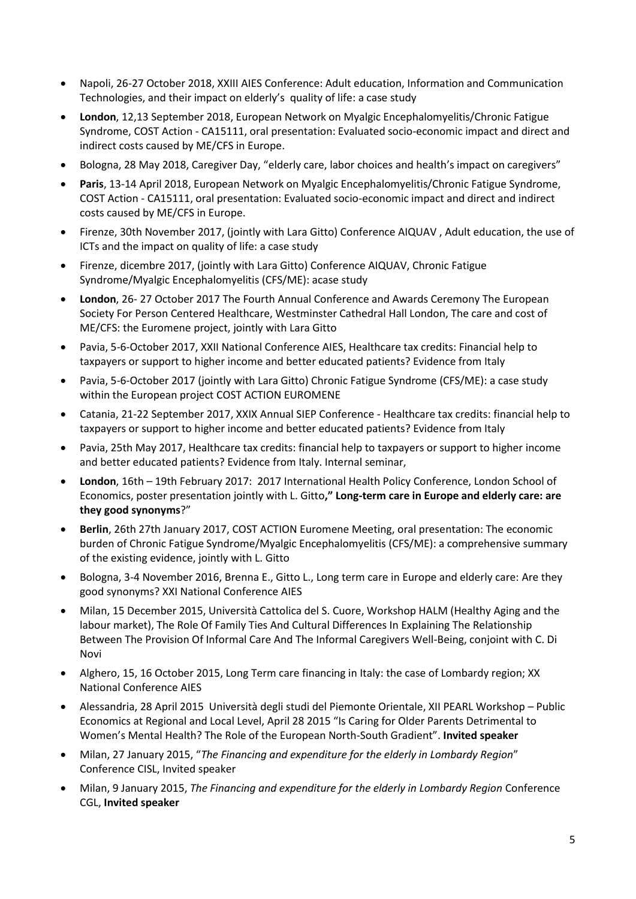- Napoli, 26-27 October 2018, XXIII AIES Conference: Adult education, Information and Communication Technologies, and their impact on elderly's quality of life: a case study
- **London**, 12,13 September 2018, European Network on Myalgic Encephalomyelitis/Chronic Fatigue Syndrome, COST Action - CA15111, oral presentation: Evaluated socio-economic impact and direct and indirect costs caused by ME/CFS in Europe.
- Bologna, 28 May 2018, Caregiver Day, "elderly care, labor choices and health's impact on caregivers"
- **Paris**, 13-14 April 2018, European Network on Myalgic Encephalomyelitis/Chronic Fatigue Syndrome, COST Action - CA15111, oral presentation: Evaluated socio-economic impact and direct and indirect costs caused by ME/CFS in Europe.
- Firenze, 30th November 2017, (jointly with Lara Gitto) Conference AIQUAV , Adult education, the use of ICTs and the impact on quality of life: a case study
- Firenze, dicembre 2017, (jointly with Lara Gitto) Conference AIQUAV, Chronic Fatigue Syndrome/Myalgic Encephalomyelitis (CFS/ME): acase study
- **London**, 26- 27 October 2017 The Fourth Annual Conference and Awards Ceremony The European Society For Person Centered Healthcare, Westminster Cathedral Hall London, The care and cost of ME/CFS: the Euromene project, jointly with Lara Gitto
- Pavia, 5-6-October 2017, XXII National Conference AIES, Healthcare tax credits: Financial help to taxpayers or support to higher income and better educated patients? Evidence from Italy
- Pavia, 5-6-October 2017 (jointly with Lara Gitto) Chronic Fatigue Syndrome (CFS/ME): a case study within the European project COST ACTION EUROMENE
- Catania, 21-22 September 2017, XXIX Annual SIEP Conference - Healthcare tax credits: financial help to taxpayers or support to higher income and better educated patients? Evidence from Italy
- Pavia, 25th May 2017, Healthcare tax credits: financial help to taxpayers or support to higher income and better educated patients? Evidence from Italy. Internal seminar,
- **London**, 16th – 19th February 2017: 2017 International Health Policy Conference, London School of Economics, poster presentation jointly with L. Gitto**," Long-term care in Europe and elderly care: are they good synonyms**?"
- **Berlin**, 26th 27th January 2017, COST ACTION Euromene Meeting, oral presentation: The economic burden of Chronic Fatigue Syndrome/Myalgic Encephalomyelitis (CFS/ME): a comprehensive summary of the existing evidence, jointly with L. Gitto
- Bologna, 3-4 November 2016, Brenna E., Gitto L., Long term care in Europe and elderly care: Are they good synonyms? XXI National Conference AIES
- Milan, 15 December 2015, Università Cattolica del S. Cuore, Workshop HALM (Healthy Aging and the labour market), The Role Of Family Ties And Cultural Differences In Explaining The Relationship Between The Provision Of Informal Care And The Informal Caregivers Well-Being, conjoint with C. Di Novi
- Alghero, 15, 16 October 2015, Long Term care financing in Italy: the case of Lombardy region; XX National Conference AIES
- Alessandria, 28 April 2015 Università degli studi del Piemonte Orientale, XII PEARL Workshop – Public Economics at Regional and Local Level, April 28 2015 "Is Caring for Older Parents Detrimental to Women's Mental Health? The Role of the European North-South Gradient". **Invited speaker**
- Milan, 27 January 2015, "*The Financing and expenditure for the elderly in Lombardy Region*" Conference CISL, Invited speaker
- Milan, 9 January 2015, *The Financing and expenditure for the elderly in Lombardy Region* Conference CGL, **Invited speaker**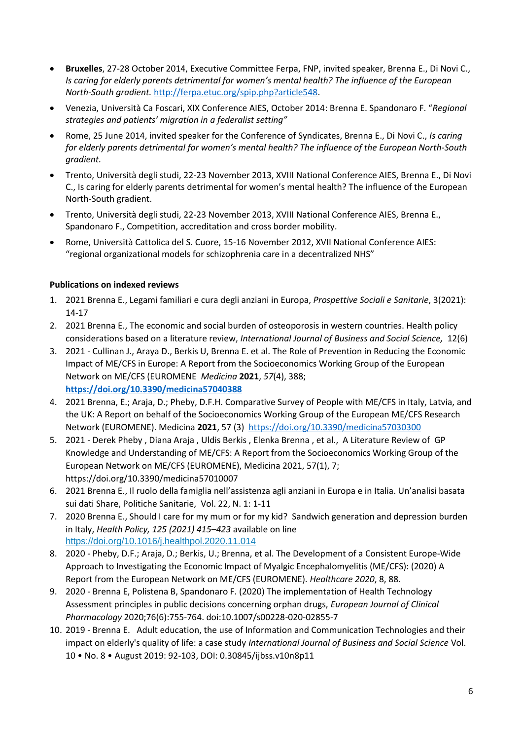- **Bruxelles**, 27-28 October 2014, Executive Committee Ferpa, FNP, invited speaker, Brenna E., Di Novi C., *Is caring for elderly parents detrimental for women's mental health? The influence of the European North-South gradient.* http://ferpa.etuc.org/spip.php?article548.
- Venezia, Università Ca Foscari, XIX Conference AIES, October 2014: Brenna E. Spandonaro F. "*Regional strategies and patients' migration in a federalist setting"*
- Rome, 25 June 2014, invited speaker for the Conference of Syndicates, Brenna E., Di Novi C., *Is caring for elderly parents detrimental for women's mental health? The influence of the European North-South gradient.*
- Trento, Università degli studi, 22-23 November 2013, XVIII National Conference AIES, Brenna E., Di Novi C., Is caring for elderly parents detrimental for women's mental health? The influence of the European North-South gradient.
- Trento, Università degli studi, 22-23 November 2013, XVIII National Conference AIES, Brenna E., Spandonaro F., Competition, accreditation and cross border mobility.
- Rome, Università Cattolica del S. Cuore, 15-16 November 2012, XVII National Conference AIES: "regional organizational models for schizophrenia care in a decentralized NHS"

**Publications on indexed reviews**

1. 2021 Brenna E., Legami familiari e cura degli anziani in Europa, *Prospettive Sociali e Sanitarie*, 3(2021): 14-17
2. 2021 Brenna E., The economic and social burden of osteoporosis in western countries. Health policy considerations based on a literature review, *International Journal of Business and Social Science,* 12(6)
3. 2021 - Cullinan J., Araya D., Berkis U, Brenna E. et al. The Role of Prevention in Reducing the Economic Impact of ME/CFS in Europe: A Report from the Socioeconomics Working Group of the European Network on ME/CFS (EUROMENE *Medicina* **2021**, *57*(4), 388; **https://doi.org/10.3390/medicina57040388**
4. 2021 Brenna, E.; Araja, D.; Pheby, D.F.H. Comparative Survey of People with ME/CFS in Italy, Latvia, and the UK: A Report on behalf of the Socioeconomics Working Group of the European ME/CFS Research Network (EUROMENE). Medicina **2021**, 57 (3) https://doi.org/10.3390/medicina57030300
5. 2021 - Derek Pheby , Diana Araja , Uldis Berkis , Elenka Brenna , et al., A Literature Review of GP Knowledge and Understanding of ME/CFS: A Report from the Socioeconomics Working Group of the European Network on ME/CFS (EUROMENE), Medicina 2021, 57(1), 7; https://doi.org/10.3390/medicina57010007
6. 2021 Brenna E., Il ruolo della famiglia nell'assistenza agli anziani in Europa e in Italia. Un'analisi basata sui dati Share, Politiche Sanitarie, Vol. 22, N. 1: 1-11
7. 2020 Brenna E., Should I care for my mum or for my kid? Sandwich generation and depression burden in Italy, *Health Policy, 125 (2021) 415–423* available on line https://doi.org/10.1016/j.healthpol.2020.11.014
8. 2020 - Pheby, D.F.; Araja, D.; Berkis, U.; Brenna, et al. The Development of a Consistent Europe-Wide Approach to Investigating the Economic Impact of Myalgic Encephalomyelitis (ME/CFS): (2020) A Report from the European Network on ME/CFS (EUROMENE). *Healthcare 2020*, 8, 88.
9. 2020 - Brenna E, Polistena B, Spandonaro F. (2020) The implementation of Health Technology Assessment principles in public decisions concerning orphan drugs, *European Journal of Clinical Pharmacology* 2020;76(6):755-764. doi:10.1007/s00228-020-02855-7
10. 2019 - Brenna E. Adult education, the use of Information and Communication Technologies and their impact on elderly's quality of life: a case study *International Journal of Business and Social Science* Vol. 10 • No. 8 • August 2019: 92-103, DOI: 0.30845/ijbss.v10n8p11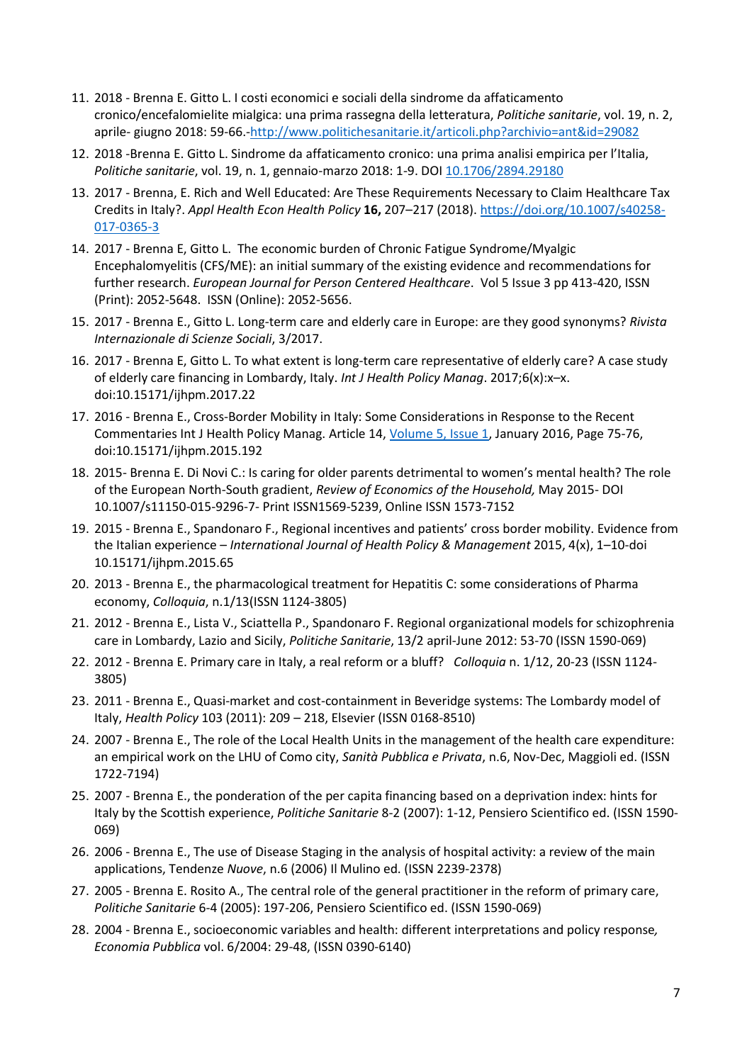11. 2018 - Brenna E. Gitto L. I costi economici e sociali della sindrome da affaticamento cronico/encefalomielite mialgica: una prima rassegna della letteratura, *Politiche sanitarie*, vol. 19, n. 2, aprile- giugno 2018: 59-66.-[http://www.politichesanitarie.it/articoli.php?archivio=ant&id=29082](http://www.politichesanitarie.it/articoli.php?archivio=ant&id=29082)
12. 2018 -Brenna E. Gitto L. Sindrome da affaticamento cronico: una prima analisi empirica per l'Italia, *Politiche sanitarie*, vol. 19, n. 1, gennaio-marzo 2018: 1-9. DOI [10.1706/2894.29180](10.1706/2894.29180)
13. 2017 - Brenna, E. Rich and Well Educated: Are These Requirements Necessary to Claim Healthcare Tax Credits in Italy?. *Appl Health Econ Health Policy* **16,** 207–217 (2018). [https://doi.org/10.1007/s40258-017-0365-3](https://doi.org/10.1007/s40258-017-0365-3)
14. 2017 - Brenna E, Gitto L. The economic burden of Chronic Fatigue Syndrome/Myalgic Encephalomyelitis (CFS/ME): an initial summary of the existing evidence and recommendations for further research. *European Journal for Person Centered Healthcare*. Vol 5 Issue 3 pp 413-420, ISSN (Print): 2052-5648. ISSN (Online): 2052-5656.
15. 2017 - Brenna E., Gitto L. Long-term care and elderly care in Europe: are they good synonyms? *Rivista Internazionale di Scienze Sociali*, 3/2017.
16. 2017 - Brenna E, Gitto L. To what extent is long-term care representative of elderly care? A case study of elderly care financing in Lombardy, Italy. *Int J Health Policy Manag*. 2017;6(x):x–x. doi:10.15171/ijhpm.2017.22
17. 2016 - Brenna E., Cross-Border Mobility in Italy: Some Considerations in Response to the Recent Commentaries Int J Health Policy Manag. Article 14, Volume 5, Issue 1, January 2016, Page 75-76, doi:10.15171/ijhpm.2015.192
18. 2015- Brenna E. Di Novi C.: Is caring for older parents detrimental to women's mental health? The role of the European North-South gradient, *Review of Economics of the Household,* May 2015- DOI 10.1007/s11150-015-9296-7- Print ISSN1569-5239, Online ISSN 1573-7152
19. 2015 - Brenna E., Spandonaro F., Regional incentives and patients' cross border mobility. Evidence from the Italian experience – *International Journal of Health Policy & Management* 2015, 4(x), 1–10-doi 10.15171/ijhpm.2015.65
20. 2013 - Brenna E., the pharmacological treatment for Hepatitis C: some considerations of Pharma economy, *Colloquia*, n.1/13(ISSN 1124-3805)
21. 2012 - Brenna E., Lista V., Sciattella P., Spandonaro F. Regional organizational models for schizophrenia care in Lombardy, Lazio and Sicily, *Politiche Sanitarie*, 13/2 april-June 2012: 53-70 (ISSN 1590-069)
22. 2012 - Brenna E. Primary care in Italy, a real reform or a bluff? *Colloquia* n. 1/12, 20-23 (ISSN 1124-3805)
23. 2011 - Brenna E., Quasi-market and cost-containment in Beveridge systems: The Lombardy model of Italy, *Health Policy* 103 (2011): 209 – 218, Elsevier (ISSN 0168-8510)
24. 2007 - Brenna E., The role of the Local Health Units in the management of the health care expenditure: an empirical work on the LHU of Como city, *Sanità Pubblica e Privata*, n.6, Nov-Dec, Maggioli ed. (ISSN 1722-7194)
25. 2007 - Brenna E., the ponderation of the per capita financing based on a deprivation index: hints for Italy by the Scottish experience, *Politiche Sanitarie* 8-2 (2007): 1-12, Pensiero Scientifico ed. (ISSN 1590-069)
26. 2006 - Brenna E., The use of Disease Staging in the analysis of hospital activity: a review of the main applications, Tendenze *Nuove*, n.6 (2006) Il Mulino ed. (ISSN 2239-2378)
27. 2005 - Brenna E. Rosito A., The central role of the general practitioner in the reform of primary care, *Politiche Sanitarie* 6-4 (2005): 197-206, Pensiero Scientifico ed. (ISSN 1590-069)
28. 2004 - Brenna E., socioeconomic variables and health: different interpretations and policy response*,* *Economia Pubblica* vol. 6/2004: 29-48, (ISSN 0390-6140)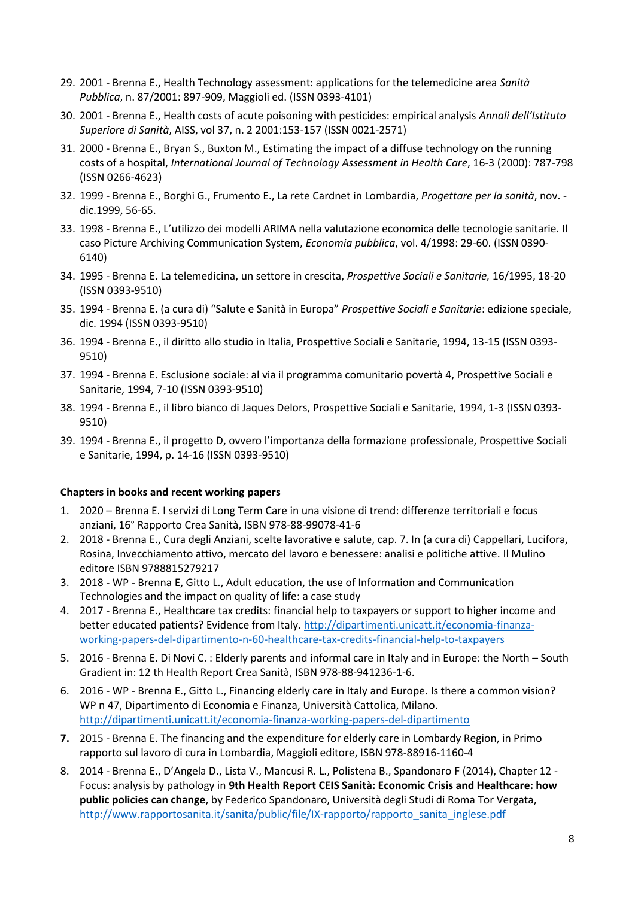29. 2001 - Brenna E., Health Technology assessment: applications for the telemedicine area *Sanità Pubblica*, n. 87/2001: 897-909, Maggioli ed. (ISSN 0393-4101)
30. 2001 - Brenna E., Health costs of acute poisoning with pesticides: empirical analysis *Annali dell'Istituto Superiore di Sanità*, AISS, vol 37, n. 2 2001:153-157 (ISSN 0021-2571)
31. 2000 - Brenna E., Bryan S., Buxton M., Estimating the impact of a diffuse technology on the running costs of a hospital, *International Journal of Technology Assessment in Health Care*, 16-3 (2000): 787-798 (ISSN 0266-4623)
32. 1999 - Brenna E., Borghi G., Frumento E., La rete Cardnet in Lombardia, *Progettare per la sanità*, nov. - dic.1999, 56-65.
33. 1998 - Brenna E., L'utilizzo dei modelli ARIMA nella valutazione economica delle tecnologie sanitarie. Il caso Picture Archiving Communication System, *Economia pubblica*, vol. 4/1998: 29-60. (ISSN 0390-6140)
34. 1995 - Brenna E. La telemedicina, un settore in crescita, *Prospettive Sociali e Sanitarie,* 16/1995, 18-20 (ISSN 0393-9510)
35. 1994 - Brenna E. (a cura di) "Salute e Sanità in Europa" *Prospettive Sociali e Sanitarie*: edizione speciale, dic. 1994 (ISSN 0393-9510)
36. 1994 - Brenna E., il diritto allo studio in Italia, Prospettive Sociali e Sanitarie, 1994, 13-15 (ISSN 0393-9510)
37. 1994 - Brenna E. Esclusione sociale: al via il programma comunitario povertà 4, Prospettive Sociali e Sanitarie, 1994, 7-10 (ISSN 0393-9510)
38. 1994 - Brenna E., il libro bianco di Jaques Delors, Prospettive Sociali e Sanitarie, 1994, 1-3 (ISSN 0393-9510)
39. 1994 - Brenna E., il progetto D, ovvero l'importanza della formazione professionale, Prospettive Sociali e Sanitarie, 1994, p. 14-16 (ISSN 0393-9510)

**Chapters in books and recent working papers**

1. 2020 – Brenna E. I servizi di Long Term Care in una visione di trend: differenze territoriali e focus anziani, 16° Rapporto Crea Sanità, ISBN 978-88-99078-41-6
2. 2018 - Brenna E., Cura degli Anziani, scelte lavorative e salute, cap. 7. In (a cura di) Cappellari, Lucifora, Rosina, Invecchiamento attivo, mercato del lavoro e benessere: analisi e politiche attive. Il Mulino editore ISBN 9788815279217
3. 2018 - WP - Brenna E, Gitto L., Adult education, the use of Information and Communication Technologies and the impact on quality of life: a case study
4. 2017 - Brenna E., Healthcare tax credits: financial help to taxpayers or support to higher income and better educated patients? Evidence from Italy. http://dipartimenti.unicatt.it/economia-finanza-working-papers-del-dipartimento-n-60-healthcare-tax-credits-financial-help-to-taxpayers
5. 2016 - Brenna E. Di Novi C. : Elderly parents and informal care in Italy and in Europe: the North – South Gradient in: 12 th Health Report Crea Sanità, ISBN 978-88-941236-1-6.
6. 2016 - WP - Brenna E., Gitto L., Financing elderly care in Italy and Europe. Is there a common vision? WP n 47, Dipartimento di Economia e Finanza, Università Cattolica, Milano. http://dipartimenti.unicatt.it/economia-finanza-working-papers-del-dipartimento
7. 2015 - Brenna E. The financing and the expenditure for elderly care in Lombardy Region, in Primo rapporto sul lavoro di cura in Lombardia, Maggioli editore, ISBN 978-88916-1160-4
8. 2014 - Brenna E., D'Angela D., Lista V., Mancusi R. L., Polistena B., Spandonaro F (2014), Chapter 12 - Focus: analysis by pathology in **9th Health Report CEIS Sanità: Economic Crisis and Healthcare: how public policies can change**, by Federico Spandonaro, Università degli Studi di Roma Tor Vergata, http://www.rapportosanita.it/sanita/public/file/IX-rapporto/rapporto_sanita_inglese.pdf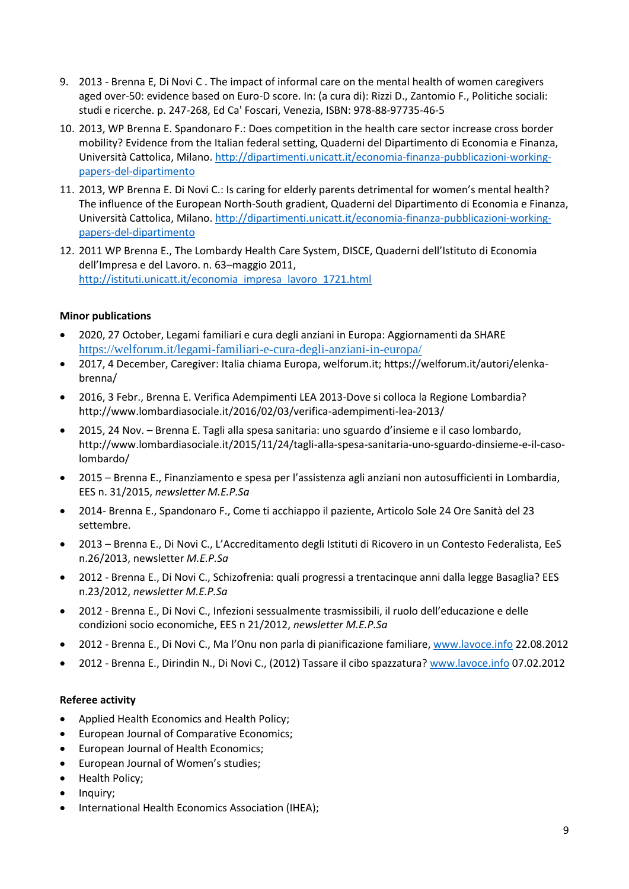9. 2013 - Brenna E, Di Novi C . The impact of informal care on the mental health of women caregivers aged over-50: evidence based on Euro-D score. In: (a cura di): Rizzi D., Zantomio F., Politiche sociali: studi e ricerche. p. 247-268, Ed Ca' Foscari, Venezia, ISBN: 978-88-97735-46-5
10. 2013, WP Brenna E. Spandonaro F.: Does competition in the health care sector increase cross border mobility? Evidence from the Italian federal setting, Quaderni del Dipartimento di Economia e Finanza, Università Cattolica, Milano. http://dipartimenti.unicatt.it/economia-finanza-pubblicazioni-working-papers-del-dipartimento
11. 2013, WP Brenna E. Di Novi C.: Is caring for elderly parents detrimental for women's mental health? The influence of the European North-South gradient, Quaderni del Dipartimento di Economia e Finanza, Università Cattolica, Milano. http://dipartimenti.unicatt.it/economia-finanza-pubblicazioni-working-papers-del-dipartimento
12. 2011 WP Brenna E., The Lombardy Health Care System, DISCE, Quaderni dell'Istituto di Economia dell'Impresa e del Lavoro. n. 63–maggio 2011, http://istituti.unicatt.it/economia_impresa_lavoro_1721.html

**Minor publications**

- 2020, 27 October, Legami familiari e cura degli anziani in Europa: Aggiornamenti da SHARE https://welforum.it/legami-familiari-e-cura-degli-anziani-in-europa/
- 2017, 4 December, Caregiver: Italia chiama Europa, welforum.it; https://welforum.it/autori/elenka-brenna/
- 2016, 3 Febr., Brenna E. Verifica Adempimenti LEA 2013-Dove si colloca la Regione Lombardia? http://www.lombardiasociale.it/2016/02/03/verifica-adempimenti-lea-2013/
- 2015, 24 Nov. – Brenna E. Tagli alla spesa sanitaria: uno sguardo d'insieme e il caso lombardo, http://www.lombardiasociale.it/2015/11/24/tagli-alla-spesa-sanitaria-uno-sguardo-dinsieme-e-il-caso-lombardo/
- 2015 – Brenna E., Finanziamento e spesa per l'assistenza agli anziani non autosufficienti in Lombardia, EES n. 31/2015, *newsletter M.E.P.Sa*
- 2014- Brenna E., Spandonaro F., Come ti acchiappo il paziente, Articolo Sole 24 Ore Sanità del 23 settembre.
- 2013 – Brenna E., Di Novi C., L'Accreditamento degli Istituti di Ricovero in un Contesto Federalista, EeS n.26/2013, newsletter *M.E.P.Sa*
- 2012 - Brenna E., Di Novi C., Schizofrenia: quali progressi a trentacinque anni dalla legge Basaglia? EES n.23/2012, *newsletter M.E.P.Sa*
- 2012 - Brenna E., Di Novi C., Infezioni sessualmente trasmissibili, il ruolo dell'educazione e delle condizioni socio economiche, EES n 21/2012, *newsletter M.E.P.Sa*
- 2012 - Brenna E., Di Novi C., Ma l'Onu non parla di pianificazione familiare, www.lavoce.info 22.08.2012
- 2012 - Brenna E., Dirindin N., Di Novi C., (2012) Tassare il cibo spazzatura? www.lavoce.info 07.02.2012

**Referee activity**

- Applied Health Economics and Health Policy;
- European Journal of Comparative Economics;
- European Journal of Health Economics;
- European Journal of Women's studies;
- Health Policy;
- Inquiry;
- International Health Economics Association (IHEA);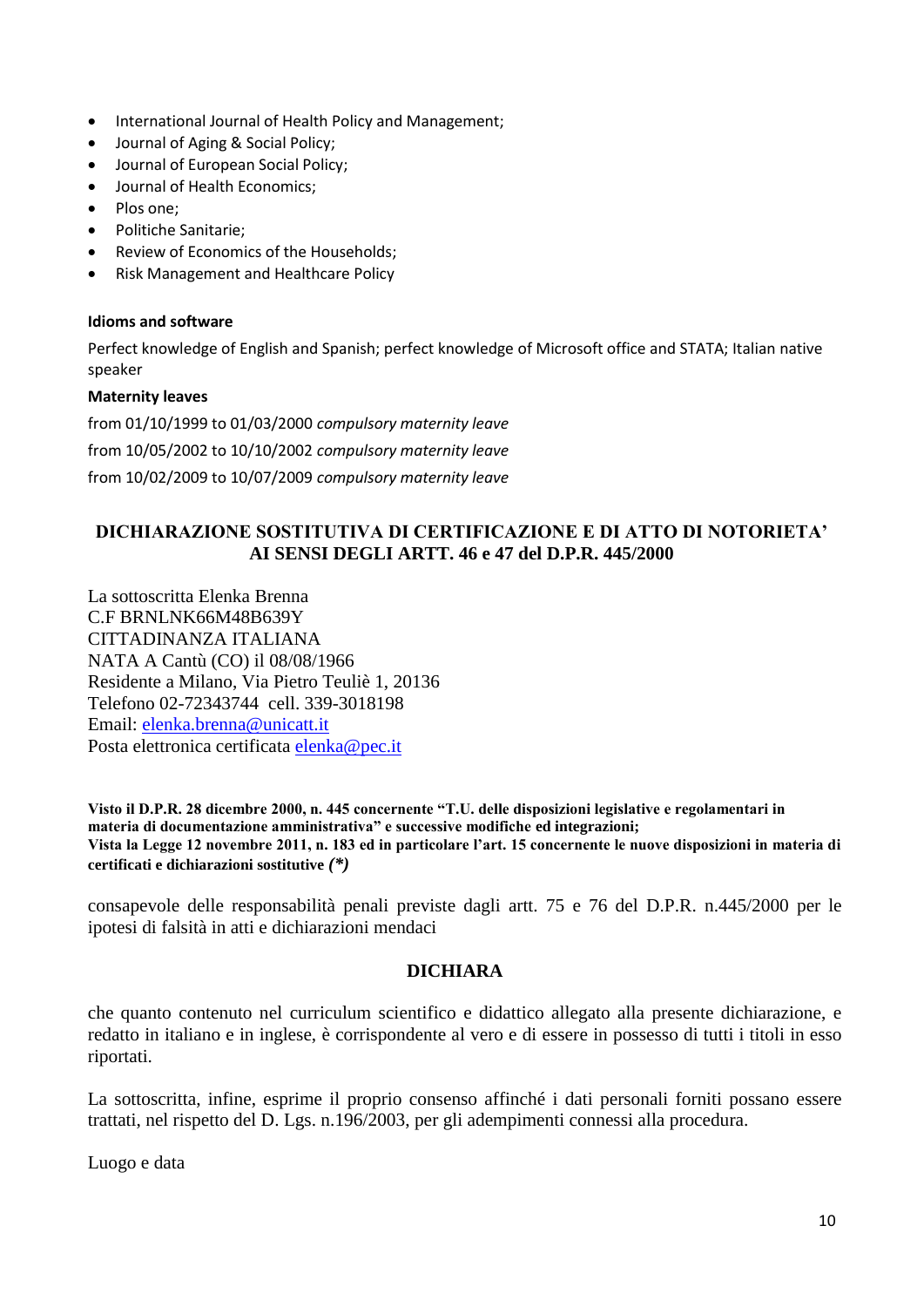- International Journal of Health Policy and Management;
- Journal of Aging & Social Policy;
- Journal of European Social Policy;
- Journal of Health Economics;
- Plos one;
- Politiche Sanitarie;
- Review of Economics of the Households;
- Risk Management and Healthcare Policy

**Idioms and software**

Perfect knowledge of English and Spanish; perfect knowledge of Microsoft office and STATA; Italian native speaker

**Maternity leaves**

from 01/10/1999 to 01/03/2000 *compulsory maternity leave*

from 10/05/2002 to 10/10/2002 *compulsory maternity leave*

from 10/02/2009 to 10/07/2009 *compulsory maternity leave*

## DICHIARAZIONE SOSTITUTIVA DI CERTIFICAZIONE E DI ATTO DI NOTORIETA' AI SENSI DEGLI ARTT. 46 e 47 del D.P.R. 445/2000

La sottoscritta Elenka Brenna
C.F BRNLNK66M48B639Y
CITTADINANZA ITALIANA
NATA A Cantù (CO) il 08/08/1966
Residente a Milano, Via Pietro Teuliè 1, 20136
Telefono 02-72343744 cell. 339-3018198
Email: elenka.brenna@unicatt.it
Posta elettronica certificata elenka@pec.it

**Visto il D.P.R. 28 dicembre 2000, n. 445 concernente "T.U. delle disposizioni legislative e regolamentari in materia di documentazione amministrativa" e successive modifiche ed integrazioni;**
**Vista la Legge 12 novembre 2011, n. 183 ed in particolare l'art. 15 concernente le nuove disposizioni in materia di certificati e dichiarazioni sostitutive *(*)***

consapevole delle responsabilità penali previste dagli artt. 75 e 76 del D.P.R. n.445/2000 per le ipotesi di falsità in atti e dichiarazioni mendaci

**DICHIARA**

che quanto contenuto nel curriculum scientifico e didattico allegato alla presente dichiarazione, e redatto in italiano e in inglese, è corrispondente al vero e di essere in possesso di tutti i titoli in esso riportati.

La sottoscritta, infine, esprime il proprio consenso affinché i dati personali forniti possano essere trattati, nel rispetto del D. Lgs. n.196/2003, per gli adempimenti connessi alla procedura.

Luogo e data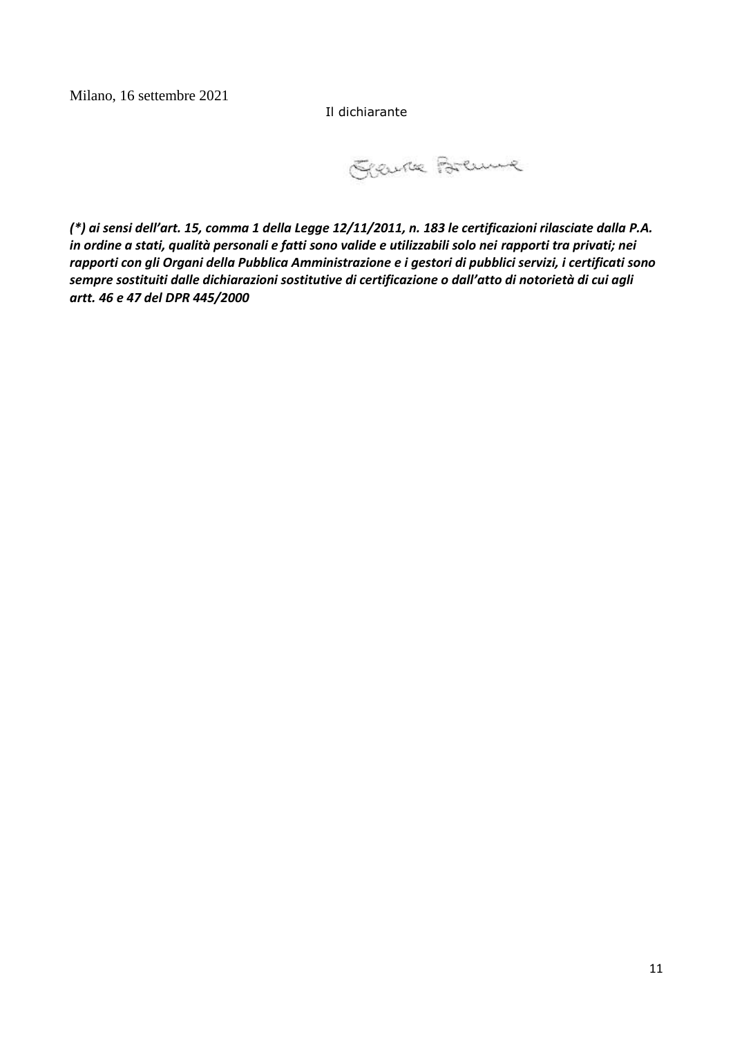Milano, 16 settembre 2021

Il dichiarante

***(\*) ai sensi dell'art. 15, comma 1 della Legge 12/11/2011, n. 183 le certificazioni rilasciate dalla P.A. in ordine a stati, qualità personali e fatti sono valide e utilizzabili solo nei rapporti tra privati; nei rapporti con gli Organi della Pubblica Amministrazione e i gestori di pubblici servizi, i certificati sono sempre sostituiti dalle dichiarazioni sostitutive di certificazione o dall'atto di notorietà di cui agli artt. 46 e 47 del DPR 445/2000***